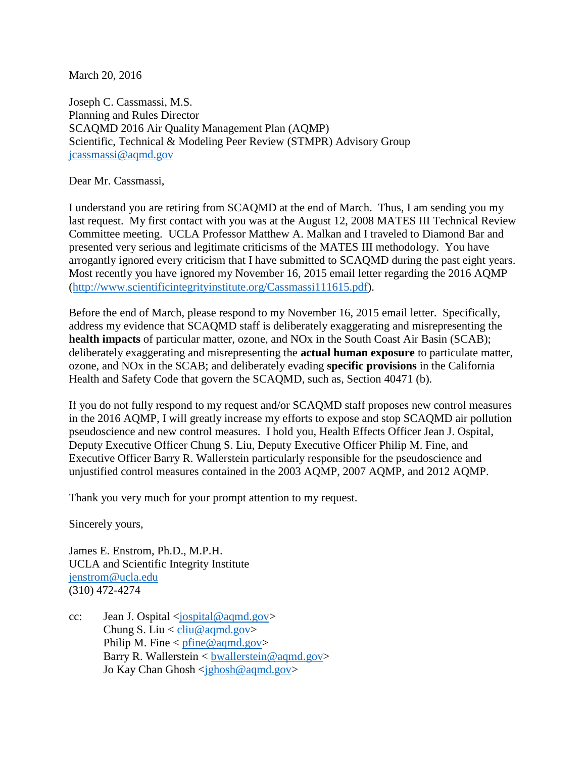March 20, 2016

Joseph C. Cassmassi, M.S.
Planning and Rules Director
SCAQMD 2016 Air Quality Management Plan (AQMP)
Scientific, Technical & Modeling Peer Review (STMPR) Advisory Group
jcassmassi@aqmd.gov

Dear Mr. Cassmassi,

I understand you are retiring from SCAQMD at the end of March. Thus, I am sending you my last request. My first contact with you was at the August 12, 2008 MATES III Technical Review Committee meeting. UCLA Professor Matthew A. Malkan and I traveled to Diamond Bar and presented very serious and legitimate criticisms of the MATES III methodology. You have arrogantly ignored every criticism that I have submitted to SCAQMD during the past eight years. Most recently you have ignored my November 16, 2015 email letter regarding the 2016 AQMP (http://www.scientificintegrityinstitute.org/Cassmassi111615.pdf).

Before the end of March, please respond to my November 16, 2015 email letter. Specifically, address my evidence that SCAQMD staff is deliberately exaggerating and misrepresenting the **health impacts** of particular matter, ozone, and NOx in the South Coast Air Basin (SCAB); deliberately exaggerating and misrepresenting the **actual human exposure** to particulate matter, ozone, and NOx in the SCAB; and deliberately evading **specific provisions** in the California Health and Safety Code that govern the SCAQMD, such as, Section 40471 (b).

If you do not fully respond to my request and/or SCAQMD staff proposes new control measures in the 2016 AQMP, I will greatly increase my efforts to expose and stop SCAQMD air pollution pseudoscience and new control measures. I hold you, Health Effects Officer Jean J. Ospital, Deputy Executive Officer Chung S. Liu, Deputy Executive Officer Philip M. Fine, and Executive Officer Barry R. Wallerstein particularly responsible for the pseudoscience and unjustified control measures contained in the 2003 AQMP, 2007 AQMP, and 2012 AQMP.

Thank you very much for your prompt attention to my request.

Sincerely yours,

James E. Enstrom, Ph.D., M.P.H.
UCLA and Scientific Integrity Institute
jenstrom@ucla.edu
(310) 472-4274

cc: Jean J. Ospital <jospital@aqmd.gov>
Chung S. Liu < cliu@aqmd.gov>
Philip M. Fine < pfine@aqmd.gov>
Barry R. Wallerstein < bwallerstein@aqmd.gov>
Jo Kay Chan Ghosh <jghosh@aqmd.gov>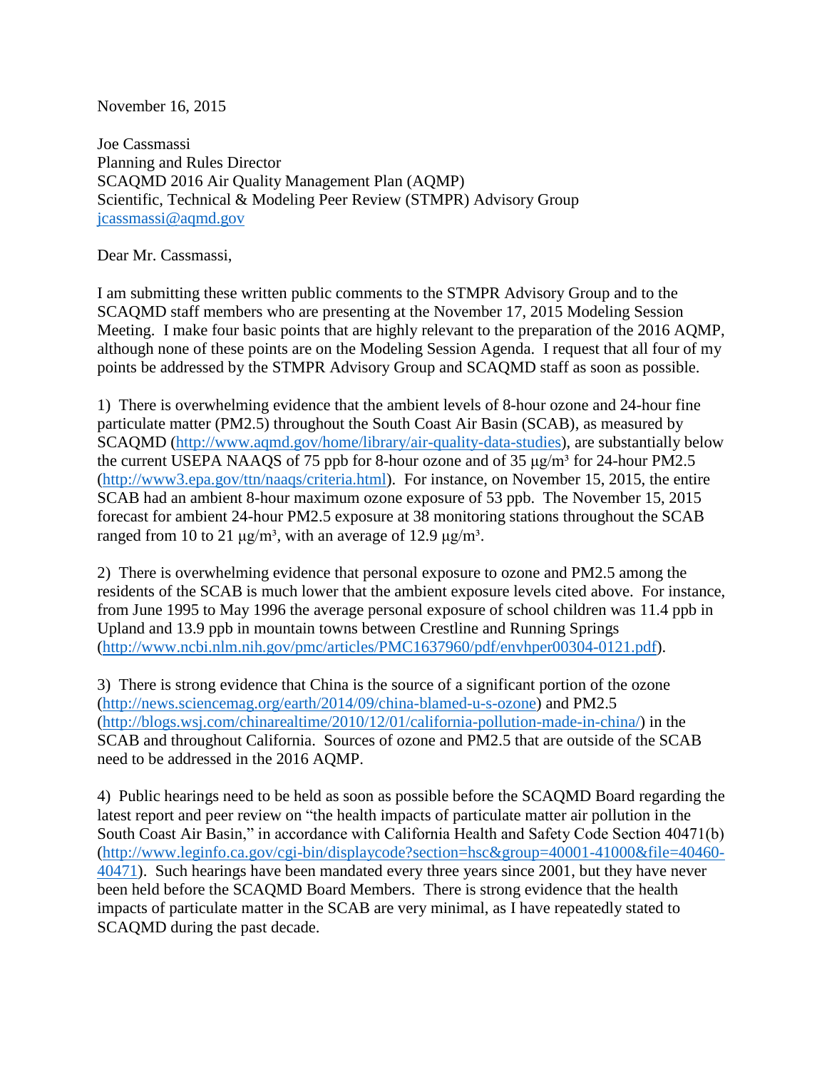November 16, 2015

Joe Cassmassi  
Planning and Rules Director  
SCAQMD 2016 Air Quality Management Plan (AQMP)  
Scientific, Technical & Modeling Peer Review (STMPR) Advisory Group  
[jcassmassi@aqmd.gov](mailto:jcassmassi@aqmd.gov)

Dear Mr. Cassmassi,

I am submitting these written public comments to the STMPR Advisory Group and to the SCAQMD staff members who are presenting at the November 17, 2015 Modeling Session Meeting. I make four basic points that are highly relevant to the preparation of the 2016 AQMP, although none of these points are on the Modeling Session Agenda. I request that all four of my points be addressed by the STMPR Advisory Group and SCAQMD staff as soon as possible.

1) There is overwhelming evidence that the ambient levels of 8-hour ozone and 24-hour fine particulate matter (PM2.5) throughout the South Coast Air Basin (SCAB), as measured by SCAQMD (http://www.aqmd.gov/home/library/air-quality-data-studies), are substantially below the current USEPA NAAQS of 75 ppb for 8-hour ozone and of 35 μg/m³ for 24-hour PM2.5 (http://www3.epa.gov/ttn/naaqs/criteria.html). For instance, on November 15, 2015, the entire SCAB had an ambient 8-hour maximum ozone exposure of 53 ppb. The November 15, 2015 forecast for ambient 24-hour PM2.5 exposure at 38 monitoring stations throughout the SCAB ranged from 10 to 21 μg/m³, with an average of 12.9 μg/m³.

2) There is overwhelming evidence that personal exposure to ozone and PM2.5 among the residents of the SCAB is much lower that the ambient exposure levels cited above. For instance, from June 1995 to May 1996 the average personal exposure of school children was 11.4 ppb in Upland and 13.9 ppb in mountain towns between Crestline and Running Springs (http://www.ncbi.nlm.nih.gov/pmc/articles/PMC1637960/pdf/envhper00304-0121.pdf).

3) There is strong evidence that China is the source of a significant portion of the ozone (http://news.sciencemag.org/earth/2014/09/china-blamed-u-s-ozone) and PM2.5 (http://blogs.wsj.com/chinarealtime/2010/12/01/california-pollution-made-in-china/) in the SCAB and throughout California. Sources of ozone and PM2.5 that are outside of the SCAB need to be addressed in the 2016 AQMP.

4) Public hearings need to be held as soon as possible before the SCAQMD Board regarding the latest report and peer review on "the health impacts of particulate matter air pollution in the South Coast Air Basin," in accordance with California Health and Safety Code Section 40471(b) (http://www.leginfo.ca.gov/cgi-bin/displaycode?section=hsc&group=40001-41000&file=40460-40471). Such hearings have been mandated every three years since 2001, but they have never been held before the SCAQMD Board Members. There is strong evidence that the health impacts of particulate matter in the SCAB are very minimal, as I have repeatedly stated to SCAQMD during the past decade.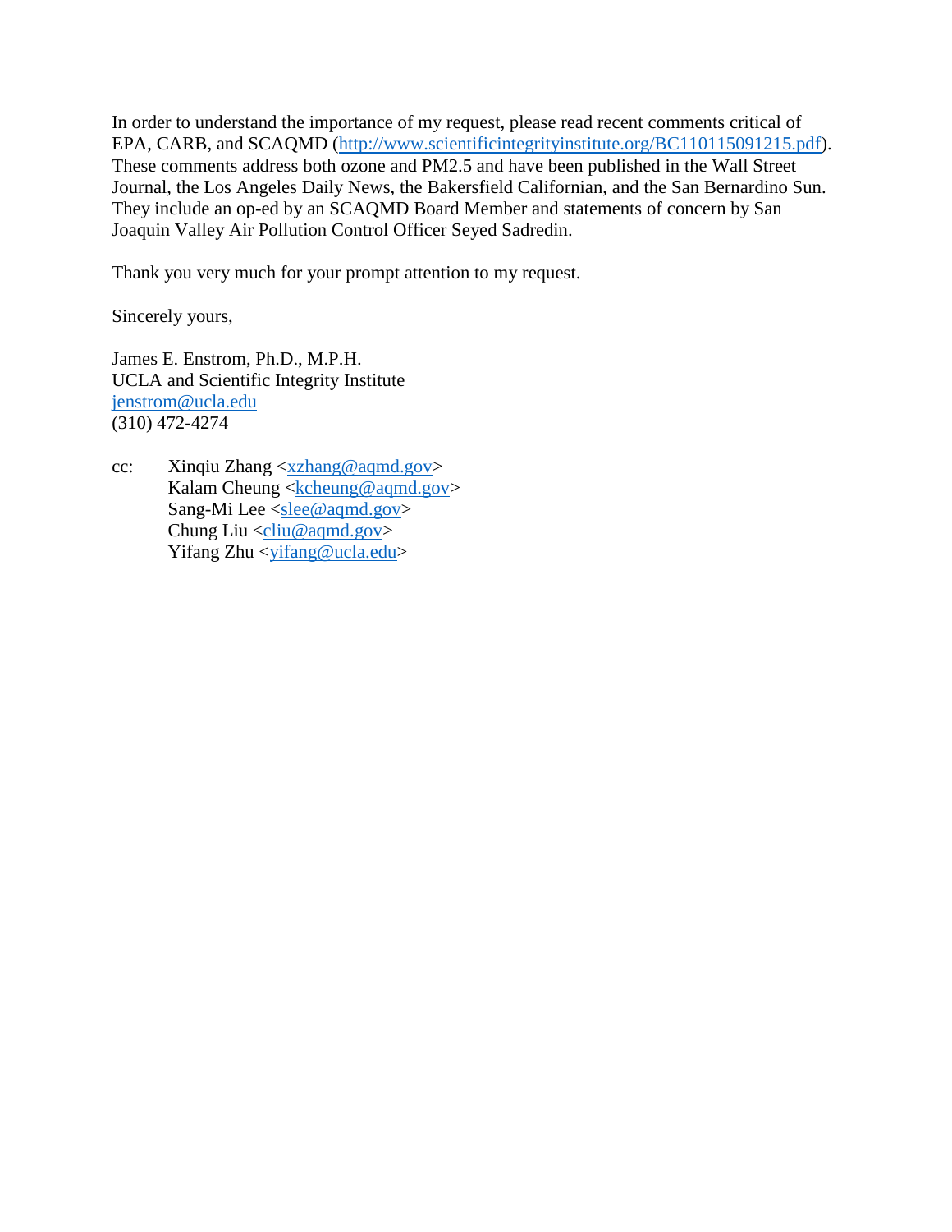In order to understand the importance of my request, please read recent comments critical of EPA, CARB, and SCAQMD (http://www.scientificintegrityinstitute.org/BC110115091215.pdf). These comments address both ozone and PM2.5 and have been published in the Wall Street Journal, the Los Angeles Daily News, the Bakersfield Californian, and the San Bernardino Sun. They include an op-ed by an SCAQMD Board Member and statements of concern by San Joaquin Valley Air Pollution Control Officer Seyed Sadredin.

Thank you very much for your prompt attention to my request.

Sincerely yours,

James E. Enstrom, Ph.D., M.P.H.
UCLA and Scientific Integrity Institute
jenstrom@ucla.edu
(310) 472-4274

cc: Xinqiu Zhang <xzhang@aqmd.gov>
Kalam Cheung <kcheung@aqmd.gov>
Sang-Mi Lee <slee@aqmd.gov>
Chung Liu <cliu@aqmd.gov>
Yifang Zhu <yifang@ucla.edu>